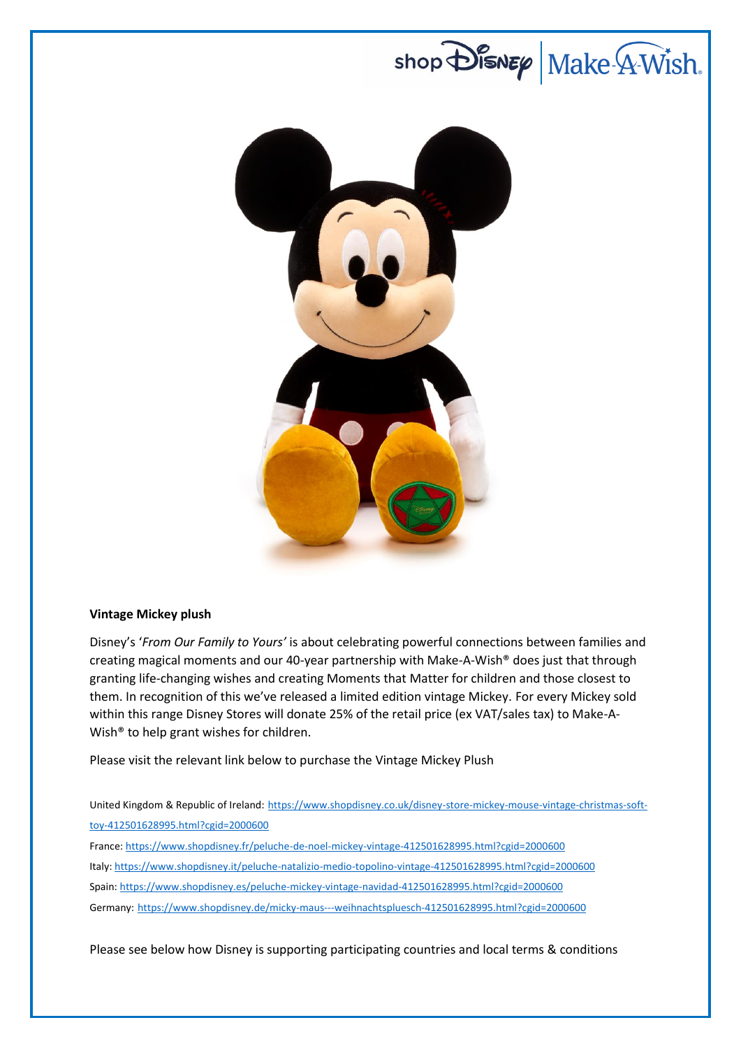**Vintage Mickey plush**

Disney's '*From Our Family to Yours'* is about celebrating powerful connections between families and creating magical moments and our 40-year partnership with Make-A-Wish® does just that through granting life-changing wishes and creating Moments that Matter for children and those closest to them. In recognition of this we've released a limited edition vintage Mickey. For every Mickey sold within this range Disney Stores will donate 25% of the retail price (ex VAT/sales tax) to Make-A-Wish® to help grant wishes for children.

Please visit the relevant link below to purchase the Vintage Mickey Plush

United Kingdom & Republic of Ireland: https://www.shopdisney.co.uk/disney-store-mickey-mouse-vintage-christmas-soft-toy-412501628995.html?cgid=2000600

France: https://www.shopdisney.fr/peluche-de-noel-mickey-vintage-412501628995.html?cgid=2000600

Italy: https://www.shopdisney.it/peluche-natalizio-medio-topolino-vintage-412501628995.html?cgid=2000600

Spain: https://www.shopdisney.es/peluche-mickey-vintage-navidad-412501628995.html?cgid=2000600

Germany: https://www.shopdisney.de/micky-maus---weihnachtspluesch-412501628995.html?cgid=2000600

Please see below how Disney is supporting participating countries and local terms & conditions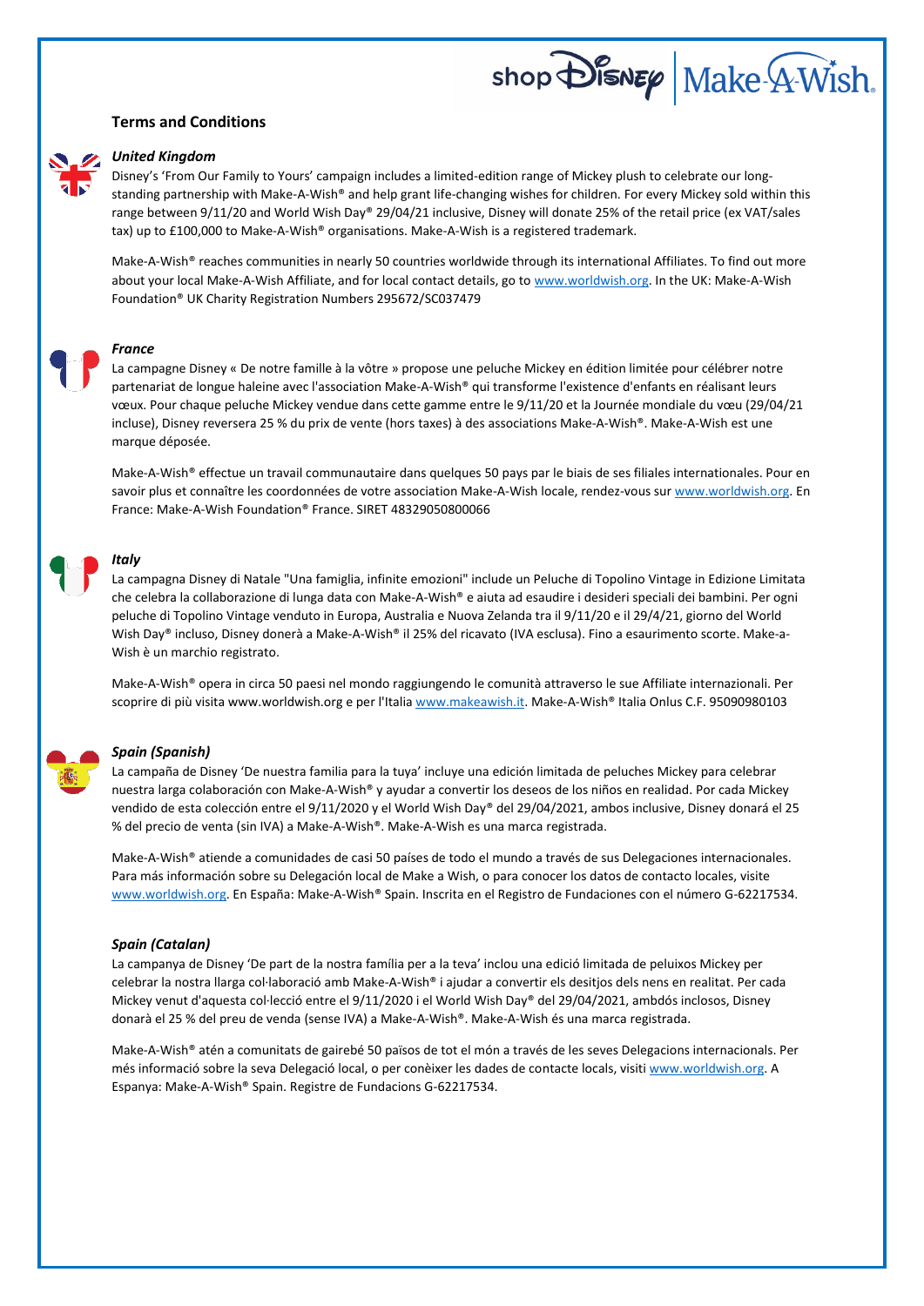## Terms and Conditions

### *United Kingdom*

Disney's 'From Our Family to Yours' campaign includes a limited-edition range of Mickey plush to celebrate our long-standing partnership with Make-A-Wish® and help grant life-changing wishes for children. For every Mickey sold within this range between 9/11/20 and World Wish Day® 29/04/21 inclusive, Disney will donate 25% of the retail price (ex VAT/sales tax) up to £100,000 to Make-A-Wish® organisations. Make-A-Wish is a registered trademark.

Make-A-Wish® reaches communities in nearly 50 countries worldwide through its international Affiliates. To find out more about your local Make-A-Wish Affiliate, and for local contact details, go to www.worldwish.org. In the UK: Make-A-Wish Foundation® UK Charity Registration Numbers 295672/SC037479

### *France*

La campagne Disney « De notre famille à la vôtre » propose une peluche Mickey en édition limitée pour célébrer notre partenariat de longue haleine avec l'association Make-A-Wish® qui transforme l'existence d'enfants en réalisant leurs vœux. Pour chaque peluche Mickey vendue dans cette gamme entre le 9/11/20 et la Journée mondiale du vœu (29/04/21 incluse), Disney reversera 25 % du prix de vente (hors taxes) à des associations Make-A-Wish®. Make-A-Wish est une marque déposée.

Make-A-Wish® effectue un travail communautaire dans quelques 50 pays par le biais de ses filiales internationales. Pour en savoir plus et connaître les coordonnées de votre association Make-A-Wish locale, rendez-vous sur www.worldwish.org. En France: Make-A-Wish Foundation® France. SIRET 48329050800066

### *Italy*

La campagna Disney di Natale "Una famiglia, infinite emozioni" include un Peluche di Topolino Vintage in Edizione Limitata che celebra la collaborazione di lunga data con Make-A-Wish® e aiuta ad esaudire i desideri speciali dei bambini. Per ogni peluche di Topolino Vintage venduto in Europa, Australia e Nuova Zelanda tra il 9/11/20 e il 29/4/21, giorno del World Wish Day® incluso, Disney donerà a Make-A-Wish® il 25% del ricavato (IVA esclusa). Fino a esaurimento scorte. Make-a-Wish è un marchio registrato.

Make-A-Wish® opera in circa 50 paesi nel mondo raggiungendo le comunità attraverso le sue Affiliate internazionali. Per scoprire di più visita www.worldwish.org e per l'Italia www.makeawish.it. Make-A-Wish® Italia Onlus C.F. 95090980103

### *Spain (Spanish)*

La campaña de Disney 'De nuestra familia para la tuya' incluye una edición limitada de peluches Mickey para celebrar nuestra larga colaboración con Make-A-Wish® y ayudar a convertir los deseos de los niños en realidad. Por cada Mickey vendido de esta colección entre el 9/11/2020 y el World Wish Day® del 29/04/2021, ambos inclusive, Disney donará el 25 % del precio de venta (sin IVA) a Make-A-Wish®. Make-A-Wish es una marca registrada.

Make-A-Wish® atiende a comunidades de casi 50 países de todo el mundo a través de sus Delegaciones internacionales. Para más información sobre su Delegación local de Make a Wish, o para conocer los datos de contacto locales, visite www.worldwish.org. En España: Make-A-Wish® Spain. Inscrita en el Registro de Fundaciones con el número G-62217534.

### *Spain (Catalan)*

La campanya de Disney 'De part de la nostra família per a la teva' inclou una edició limitada de peluixos Mickey per celebrar la nostra llarga col·laboració amb Make-A-Wish® i ajudar a convertir els desitjos dels nens en realitat. Per cada Mickey venut d'aquesta col·lecció entre el 9/11/2020 i el World Wish Day® del 29/04/2021, ambdós inclosos, Disney donarà el 25 % del preu de venda (sense IVA) a Make-A-Wish®. Make-A-Wish és una marca registrada.

Make-A-Wish® atén a comunitats de gairebé 50 països de tot el món a través de les seves Delegacions internacionals. Per més informació sobre la seva Delegació local, o per conèixer les dades de contacte locals, visiti www.worldwish.org. A Espanya: Make-A-Wish® Spain. Registre de Fundacions G-62217534.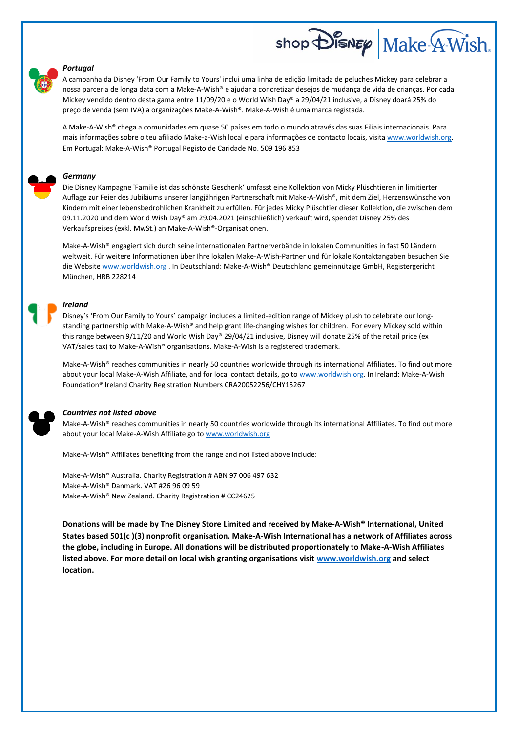### *Portugal*

A campanha da Disney 'From Our Family to Yours' inclui uma linha de edição limitada de peluches Mickey para celebrar a nossa parceria de longa data com a Make-A-Wish® e ajudar a concretizar desejos de mudança de vida de crianças. Por cada Mickey vendido dentro desta gama entre 11/09/20 e o World Wish Day® a 29/04/21 inclusive, a Disney doará 25% do preço de venda (sem IVA) a organizações Make-A-Wish®. Make-A-Wish é uma marca registada.

A Make-A-Wish® chega a comunidades em quase 50 países em todo o mundo através das suas Filiais internacionais. Para mais informações sobre o teu afiliado Make-a-Wish local e para informações de contacto locais, visita www.worldwish.org. Em Portugal: Make-A-Wish® Portugal Registo de Caridade No. 509 196 853

### *Germany*

Die Disney Kampagne 'Familie ist das schönste Geschenk' umfasst eine Kollektion von Micky Plüschtieren in limitierter Auflage zur Feier des Jubiläums unserer langjährigen Partnerschaft mit Make-A-Wish®, mit dem Ziel, Herzenswünsche von Kindern mit einer lebensbedrohlichen Krankheit zu erfüllen. Für jedes Micky Plüschtier dieser Kollektion, die zwischen dem 09.11.2020 und dem World Wish Day® am 29.04.2021 (einschließlich) verkauft wird, spendet Disney 25% des Verkaufspreises (exkl. MwSt.) an Make-A-Wish®-Organisationen.

Make-A-Wish® engagiert sich durch seine internationalen Partnerverbände in lokalen Communities in fast 50 Ländern weltweit. Für weitere Informationen über Ihre lokalen Make-A-Wish-Partner und für lokale Kontaktangaben besuchen Sie die Website www.worldwish.org . In Deutschland: Make-A-Wish® Deutschland gemeinnützige GmbH, Registergericht München, HRB 228214

### *Ireland*

Disney's 'From Our Family to Yours' campaign includes a limited-edition range of Mickey plush to celebrate our long-standing partnership with Make-A-Wish® and help grant life-changing wishes for children. For every Mickey sold within this range between 9/11/20 and World Wish Day® 29/04/21 inclusive, Disney will donate 25% of the retail price (ex VAT/sales tax) to Make-A-Wish® organisations. Make-A-Wish is a registered trademark.

Make-A-Wish® reaches communities in nearly 50 countries worldwide through its international Affiliates. To find out more about your local Make-A-Wish Affiliate, and for local contact details, go to www.worldwish.org. In Ireland: Make-A-Wish Foundation® Ireland Charity Registration Numbers CRA20052256/CHY15267

### *Countries not listed above*

Make-A-Wish® reaches communities in nearly 50 countries worldwide through its international Affiliates. To find out more about your local Make-A-Wish Affiliate go to www.worldwish.org

Make-A-Wish® Affiliates benefiting from the range and not listed above include:

Make-A-Wish® Australia. Charity Registration # ABN 97 006 497 632
Make-A-Wish® Danmark. VAT #26 96 09 59
Make-A-Wish® New Zealand. Charity Registration # CC24625

**Donations will be made by The Disney Store Limited and received by Make-A-Wish® International, United States based 501(c )(3) nonprofit organisation. Make-A-Wish International has a network of Affiliates across the globe, including in Europe. All donations will be distributed proportionately to Make-A-Wish Affiliates listed above. For more detail on local wish granting organisations visit www.worldwish.org and select location.**